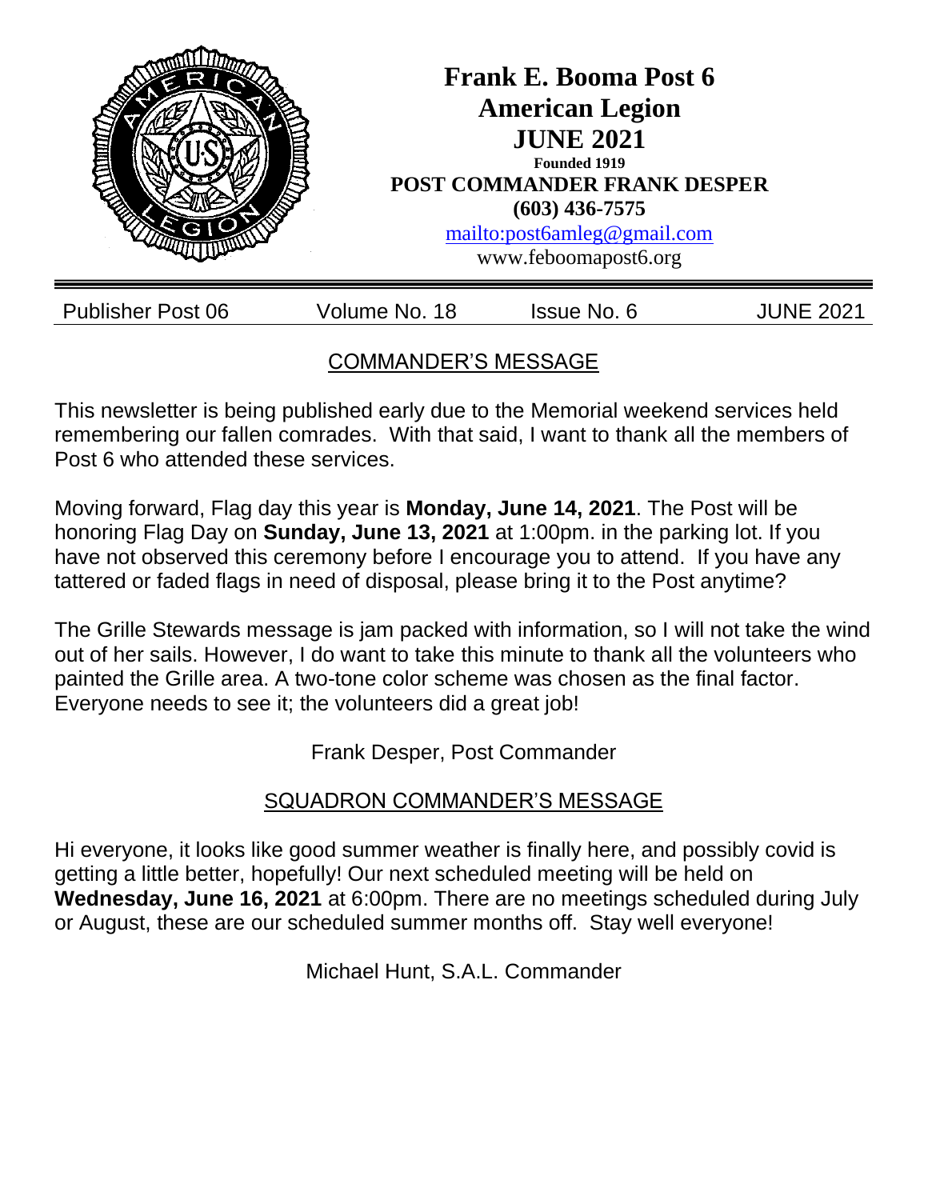# Frank E. Booma Post 6
# American Legion
# JUNE 2021

**Founded 1919**

**POST COMMANDER FRANK DESPER**

**(603) 436-7575**

mailto:post6amleg@gmail.com

www.feboomapost6.org

| Publisher Post 06 | Volume No. 18 | Issue No. 6 | JUNE 2021 |
|---|---|---|---|

## COMMANDER'S MESSAGE

This newsletter is being published early due to the Memorial weekend services held remembering our fallen comrades. With that said, I want to thank all the members of Post 6 who attended these services.

Moving forward, Flag day this year is **Monday, June 14, 2021**. The Post will be honoring Flag Day on **Sunday, June 13, 2021** at 1:00pm. in the parking lot. If you have not observed this ceremony before I encourage you to attend. If you have any tattered or faded flags in need of disposal, please bring it to the Post anytime?

The Grille Stewards message is jam packed with information, so I will not take the wind out of her sails. However, I do want to take this minute to thank all the volunteers who painted the Grille area. A two-tone color scheme was chosen as the final factor. Everyone needs to see it; the volunteers did a great job!

Frank Desper, Post Commander

## SQUADRON COMMANDER'S MESSAGE

Hi everyone, it looks like good summer weather is finally here, and possibly covid is getting a little better, hopefully! Our next scheduled meeting will be held on **Wednesday, June 16, 2021** at 6:00pm. There are no meetings scheduled during July or August, these are our scheduled summer months off. Stay well everyone!

Michael Hunt, S.A.L. Commander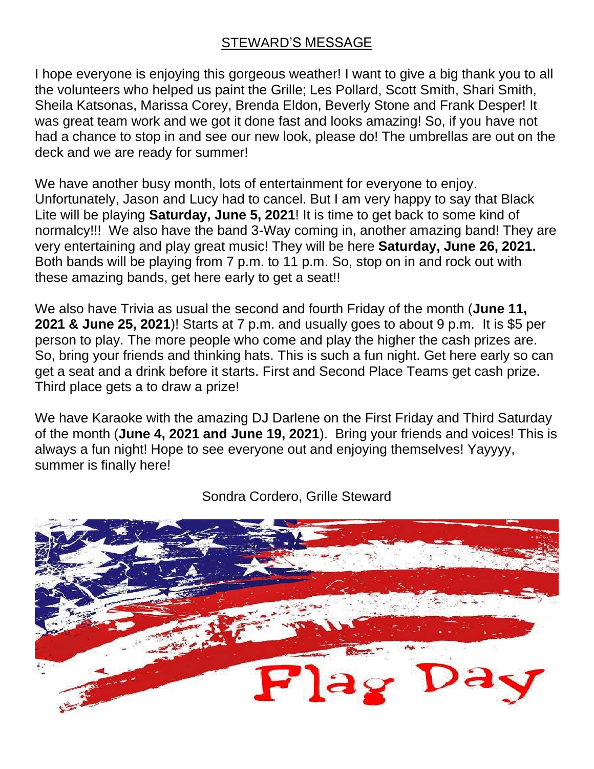## STEWARD'S MESSAGE

I hope everyone is enjoying this gorgeous weather! I want to give a big thank you to all the volunteers who helped us paint the Grille; Les Pollard, Scott Smith, Shari Smith, Sheila Katsonas, Marissa Corey, Brenda Eldon, Beverly Stone and Frank Desper! It was great team work and we got it done fast and looks amazing! So, if you have not had a chance to stop in and see our new look, please do! The umbrellas are out on the deck and we are ready for summer!

We have another busy month, lots of entertainment for everyone to enjoy. Unfortunately, Jason and Lucy had to cancel. But I am very happy to say that Black Lite will be playing **Saturday, June 5, 2021**! It is time to get back to some kind of normalcy!!! We also have the band 3-Way coming in, another amazing band! They are very entertaining and play great music! They will be here **Saturday, June 26, 2021.** Both bands will be playing from 7 p.m. to 11 p.m. So, stop on in and rock out with these amazing bands, get here early to get a seat!!

We also have Trivia as usual the second and fourth Friday of the month (**June 11, 2021 & June 25, 2021**)! Starts at 7 p.m. and usually goes to about 9 p.m. It is $5 per person to play. The more people who come and play the higher the cash prizes are. So, bring your friends and thinking hats. This is such a fun night. Get here early so can get a seat and a drink before it starts. First and Second Place Teams get cash prize. Third place gets a to draw a prize!

We have Karaoke with the amazing DJ Darlene on the First Friday and Third Saturday of the month (**June 4, 2021 and June 19, 2021**). Bring your friends and voices! This is always a fun night! Hope to see everyone out and enjoying themselves! Yayyyy, summer is finally here!

Sondra Cordero, Grille Steward

Flag Day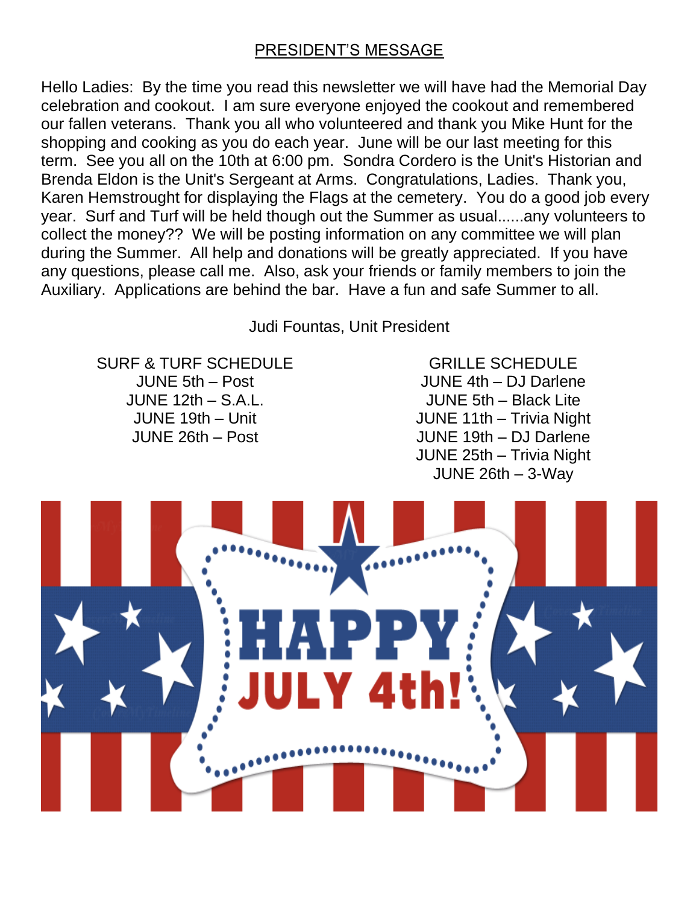## PRESIDENT'S MESSAGE

Hello Ladies: By the time you read this newsletter we will have had the Memorial Day celebration and cookout. I am sure everyone enjoyed the cookout and remembered our fallen veterans. Thank you all who volunteered and thank you Mike Hunt for the shopping and cooking as you do each year. June will be our last meeting for this term. See you all on the 10th at 6:00 pm. Sondra Cordero is the Unit's Historian and Brenda Eldon is the Unit's Sergeant at Arms. Congratulations, Ladies. Thank you, Karen Hemstrought for displaying the Flags at the cemetery. You do a good job every year. Surf and Turf will be held though out the Summer as usual......any volunteers to collect the money?? We will be posting information on any committee we will plan during the Summer. All help and donations will be greatly appreciated. If you have any questions, please call me. Also, ask your friends or family members to join the Auxiliary. Applications are behind the bar. Have a fun and safe Summer to all.

Judi Fountas, Unit President

SURF & TURF SCHEDULE

JUNE 5th – Post
JUNE 12th – S.A.L.
JUNE 19th – Unit
JUNE 26th – Post

GRILLE SCHEDULE

JUNE 4th – DJ Darlene
JUNE 5th – Black Lite
JUNE 11th – Trivia Night
JUNE 19th – DJ Darlene
JUNE 25th – Trivia Night
JUNE 26th – 3-Way

HAPPY JULY 4th!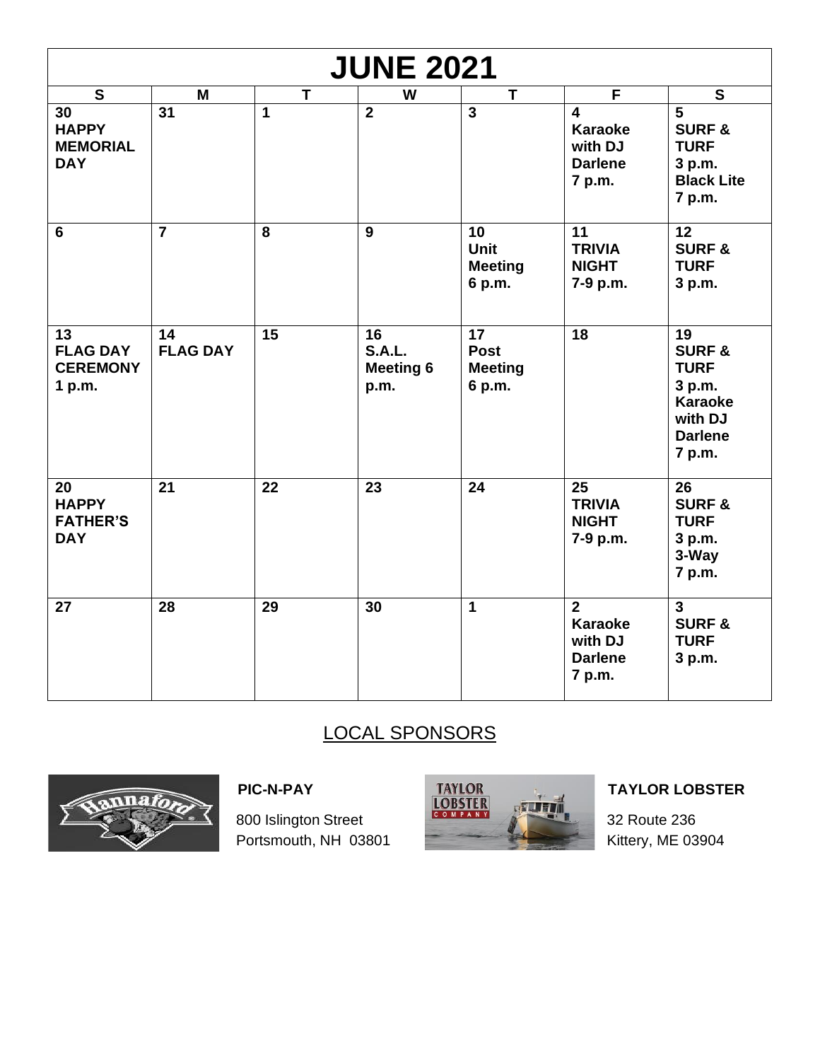# JUNE 2021

| S | M | T | W | T | F | S |
|---|---|---|---|---|---|---|
| 30 **HAPPY MEMORIAL DAY** | 31 | 1 | 2 | 3 | 4 **Karaoke with DJ Darlene 7 p.m.** | 5 **SURF & TURF 3 p.m. Black Lite 7 p.m.** |
| 6 | 7 | 8 | 9 | 10 **Unit Meeting 6 p.m.** | 11 **TRIVIA NIGHT 7-9 p.m.** | 12 **SURF & TURF 3 p.m.** |
| 13 **FLAG DAY CEREMONY 1 p.m.** | 14 **FLAG DAY** | 15 | 16 **S.A.L. Meeting 6 p.m.** | 17 **Post Meeting 6 p.m.** | 18 | 19 **SURF & TURF 3 p.m. Karaoke with DJ Darlene 7 p.m.** |
| 20 **HAPPY FATHER'S DAY** | 21 | 22 | 23 | 24 | 25 **TRIVIA NIGHT 7-9 p.m.** | 26 **SURF & TURF 3 p.m. 3-Way 7 p.m.** |
| 27 | 28 | 29 | 30 | 1 | 2 **Karaoke with DJ Darlene 7 p.m.** | 3 **SURF & TURF 3 p.m.** |

## LOCAL SPONSORS

**PIC-N-PAY**
800 Islington Street
Portsmouth, NH 03801

**TAYLOR LOBSTER**
32 Route 236
Kittery, ME 03904